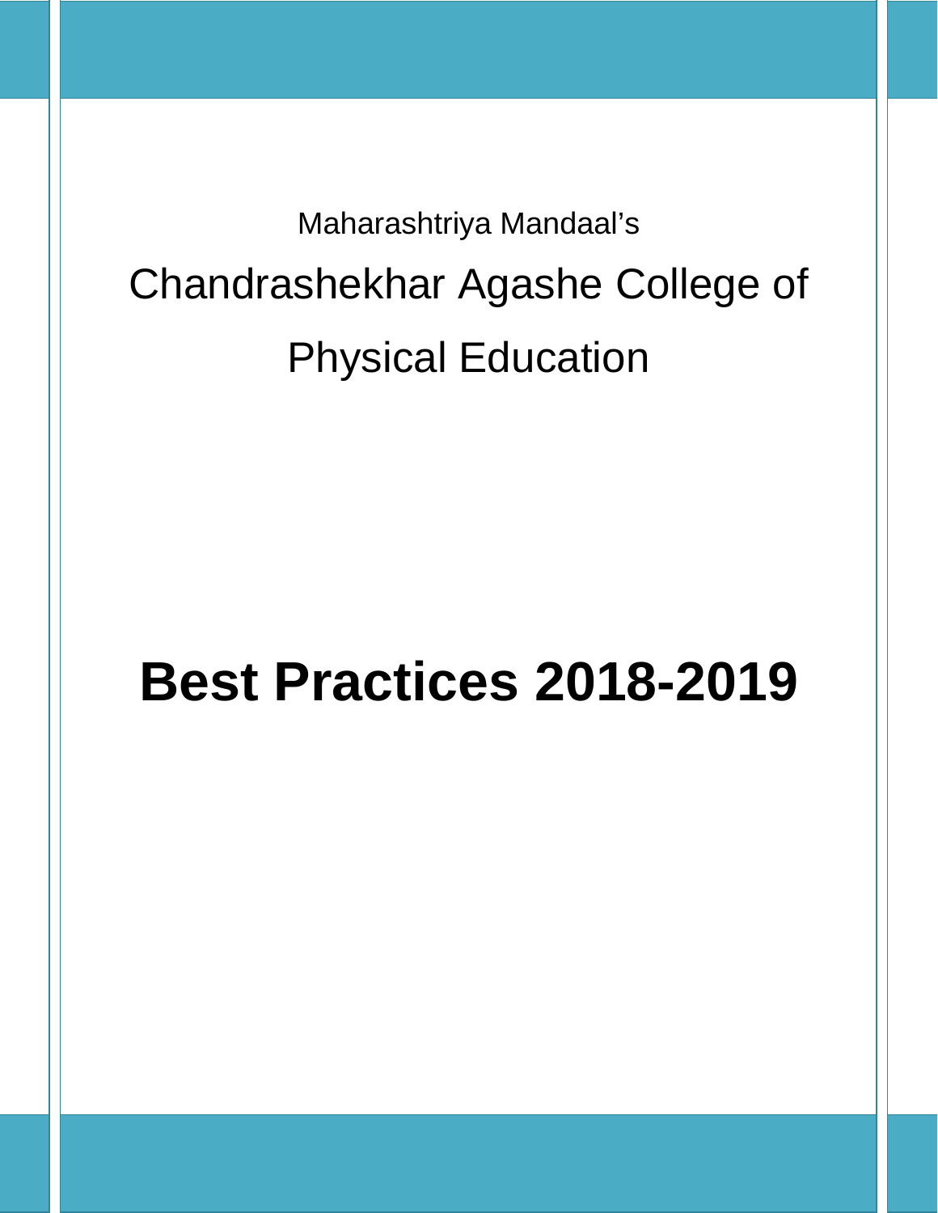Maharashtriya Mandaal's

# Chandrashekhar Agashe College of Physical Education

# Best Practices 2018-2019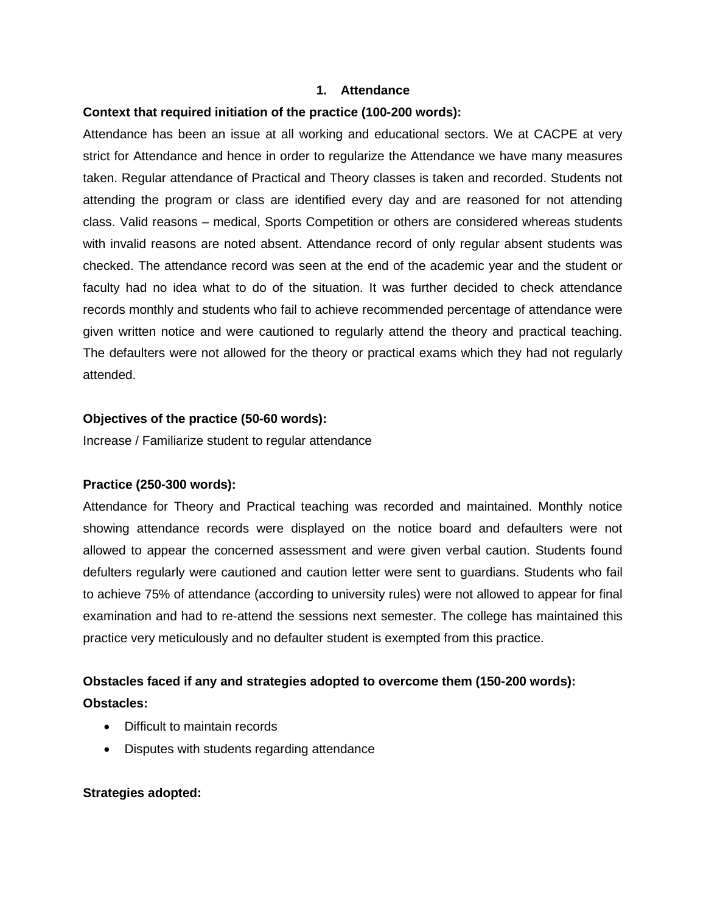## 1. Attendance

**Context that required initiation of the practice (100-200 words):**

Attendance has been an issue at all working and educational sectors. We at CACPE at very strict for Attendance and hence in order to regularize the Attendance we have many measures taken. Regular attendance of Practical and Theory classes is taken and recorded. Students not attending the program or class are identified every day and are reasoned for not attending class. Valid reasons – medical, Sports Competition or others are considered whereas students with invalid reasons are noted absent. Attendance record of only regular absent students was checked. The attendance record was seen at the end of the academic year and the student or faculty had no idea what to do of the situation. It was further decided to check attendance records monthly and students who fail to achieve recommended percentage of attendance were given written notice and were cautioned to regularly attend the theory and practical teaching. The defaulters were not allowed for the theory or practical exams which they had not regularly attended.

**Objectives of the practice (50-60 words):**

Increase / Familiarize student to regular attendance

**Practice (250-300 words):**

Attendance for Theory and Practical teaching was recorded and maintained. Monthly notice showing attendance records were displayed on the notice board and defaulters were not allowed to appear the concerned assessment and were given verbal caution. Students found defulters regularly were cautioned and caution letter were sent to guardians. Students who fail to achieve 75% of attendance (according to university rules) were not allowed to appear for final examination and had to re-attend the sessions next semester. The college has maintained this practice very meticulously and no defaulter student is exempted from this practice.

**Obstacles faced if any and strategies adopted to overcome them (150-200 words):**

**Obstacles:**

- Difficult to maintain records
- Disputes with students regarding attendance

**Strategies adopted:**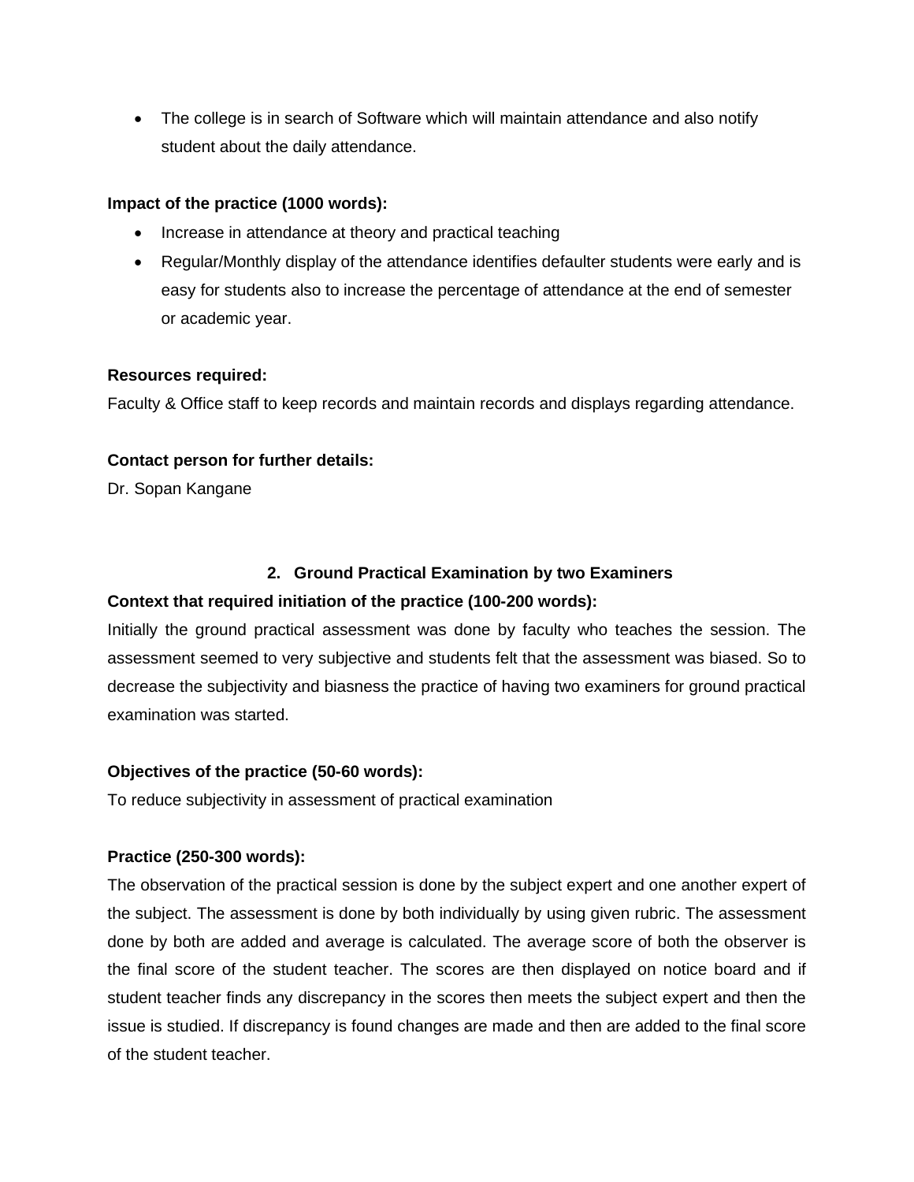- The college is in search of Software which will maintain attendance and also notify student about the daily attendance.

**Impact of the practice (1000 words):**

- Increase in attendance at theory and practical teaching
- Regular/Monthly display of the attendance identifies defaulter students were early and is easy for students also to increase the percentage of attendance at the end of semester or academic year.

**Resources required:**

Faculty & Office staff to keep records and maintain records and displays regarding attendance.

**Contact person for further details:**

Dr. Sopan Kangane

## 2. Ground Practical Examination by two Examiners

**Context that required initiation of the practice (100-200 words):**

Initially the ground practical assessment was done by faculty who teaches the session. The assessment seemed to very subjective and students felt that the assessment was biased. So to decrease the subjectivity and biasness the practice of having two examiners for ground practical examination was started.

**Objectives of the practice (50-60 words):**

To reduce subjectivity in assessment of practical examination

**Practice (250-300 words):**

The observation of the practical session is done by the subject expert and one another expert of the subject. The assessment is done by both individually by using given rubric. The assessment done by both are added and average is calculated. The average score of both the observer is the final score of the student teacher. The scores are then displayed on notice board and if student teacher finds any discrepancy in the scores then meets the subject expert and then the issue is studied. If discrepancy is found changes are made and then are added to the final score of the student teacher.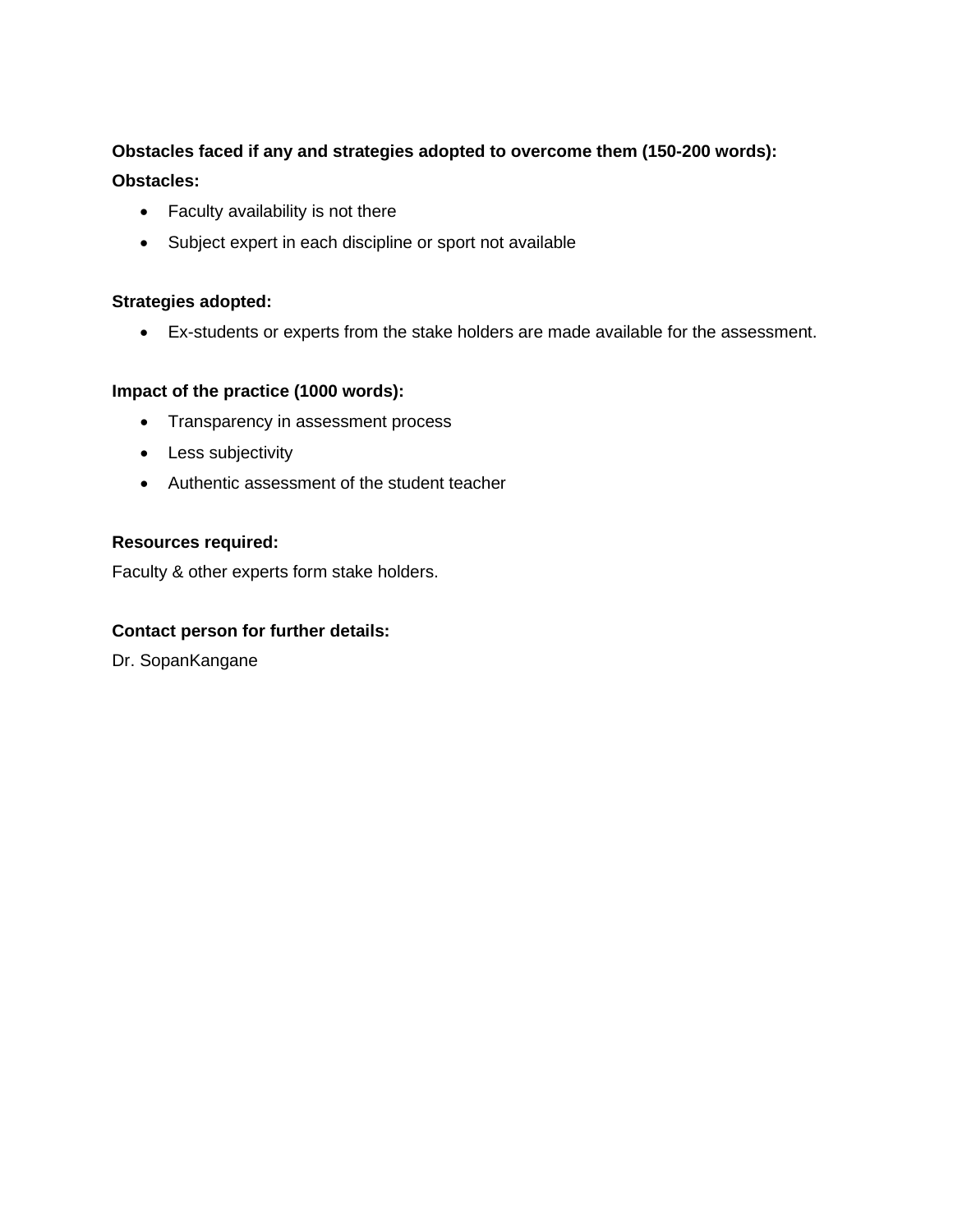**Obstacles faced if any and strategies adopted to overcome them (150-200 words):**

**Obstacles:**

- Faculty availability is not there
- Subject expert in each discipline or sport not available

**Strategies adopted:**

- Ex-students or experts from the stake holders are made available for the assessment.

**Impact of the practice (1000 words):**

- Transparency in assessment process
- Less subjectivity
- Authentic assessment of the student teacher

**Resources required:**

Faculty & other experts form stake holders.

**Contact person for further details:**

Dr. SopanKangane